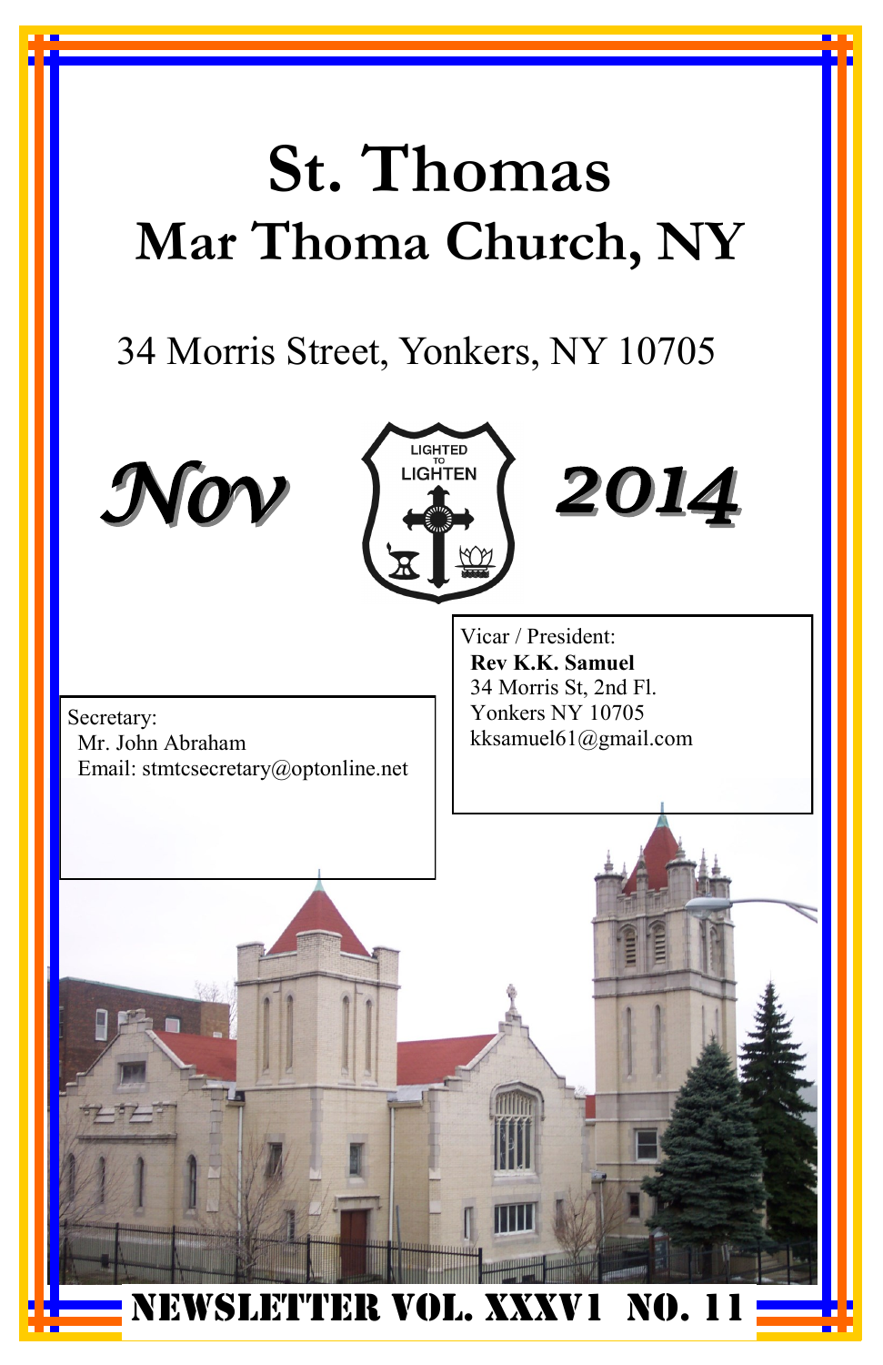# St. Thomas
# Mar Thoma Church, NY

34 Morris Street, Yonkers, NY 10705

***Nov*** LIGHTED TO LIGHTEN ***2014***

Vicar / President:
**Rev K.K. Samuel**
34 Morris St, 2nd Fl.
Yonkers NY 10705
kksamuel61@gmail.com

Secretary:
Mr. John Abraham
Email: stmtcsecretary@optonline.net

**NEWSLETTER VOL. XXXV1 NO. 11**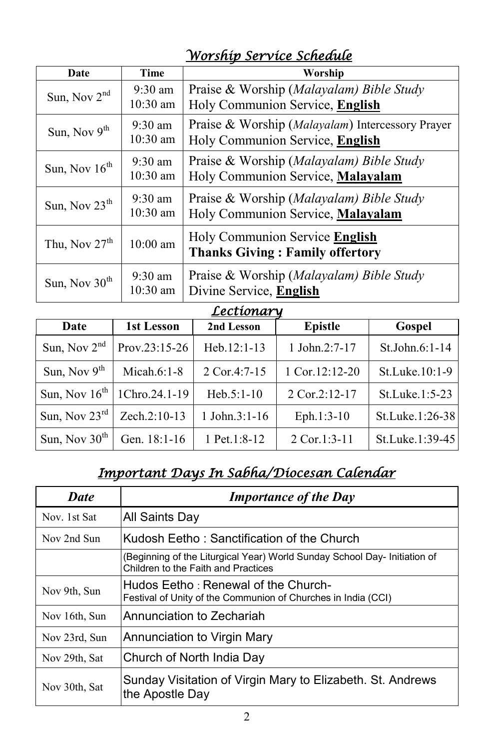## *Worship Service Schedule*

| Date | Time | Worship |
|---|---|---|
| Sun, Nov 2nd | 9:30 am<br>10:30 am | Praise & Worship (*Malayalam) Bible Study*<br>Holy Communion Service, **English** |
| Sun, Nov 9th | 9:30 am<br>10:30 am | Praise & Worship (*Malayalam*) Intercessory Prayer<br>Holy Communion Service, **English** |
| Sun, Nov 16th | 9:30 am<br>10:30 am | Praise & Worship (*Malayalam) Bible Study*<br>Holy Communion Service, **Malayalam** |
| Sun, Nov 23th | 9:30 am<br>10:30 am | Praise & Worship (*Malayalam) Bible Study*<br>Holy Communion Service, **Malayalam** |
| Thu, Nov 27th | 10:00 am | Holy Communion Service **English**<br>**Thanks Giving : Family offertory** |
| Sun, Nov 30th | 9:30 am<br>10:30 am | Praise & Worship (*Malayalam) Bible Study*<br>Divine Service, **English** |

## *Lectionary*

| Date | 1st Lesson | 2nd Lesson | Epistle | Gospel |
|---|---|---|---|---|
| Sun, Nov 2nd | Prov.23:15-26 | Heb.12:1-13 | 1 John.2:7-17 | St.John.6:1-14 |
| Sun, Nov 9th | Micah.6:1-8 | 2 Cor.4:7-15 | 1 Cor.12:12-20 | St.Luke.10:1-9 |
| Sun, Nov 16th | 1Chro.24.1-19 | Heb.5:1-10 | 2 Cor.2:12-17 | St.Luke.1:5-23 |
| Sun, Nov 23rd | Zech.2:10-13 | 1 John.3:1-16 | Eph.1:3-10 | St.Luke.1:26-38 |
| Sun, Nov 30th | Gen. 18:1-16 | 1 Pet.1:8-12 | 2 Cor.1:3-11 | St.Luke.1:39-45 |

## *Important Days In Sabha/Diocesan Calendar*

| *Date* | *Importance of the Day* |
|---|---|
| Nov. 1st Sat | All Saints Day |
| Nov 2nd Sun | Kudosh Eetho : Sanctification of the Church |
| | (Beginning of the Liturgical Year) World Sunday School Day- Initiation of Children to the Faith and Practices |
| Nov 9th, Sun | Hudos Eetho : Renewal of the Church-<br>Festival of Unity of the Communion of Churches in India (CCI) |
| Nov 16th, Sun | Annunciation to Zechariah |
| Nov 23rd, Sun | Annunciation to Virgin Mary |
| Nov 29th, Sat | Church of North India Day |
| Nov 30th, Sat | Sunday Visitation of Virgin Mary to Elizabeth. St. Andrews the Apostle Day |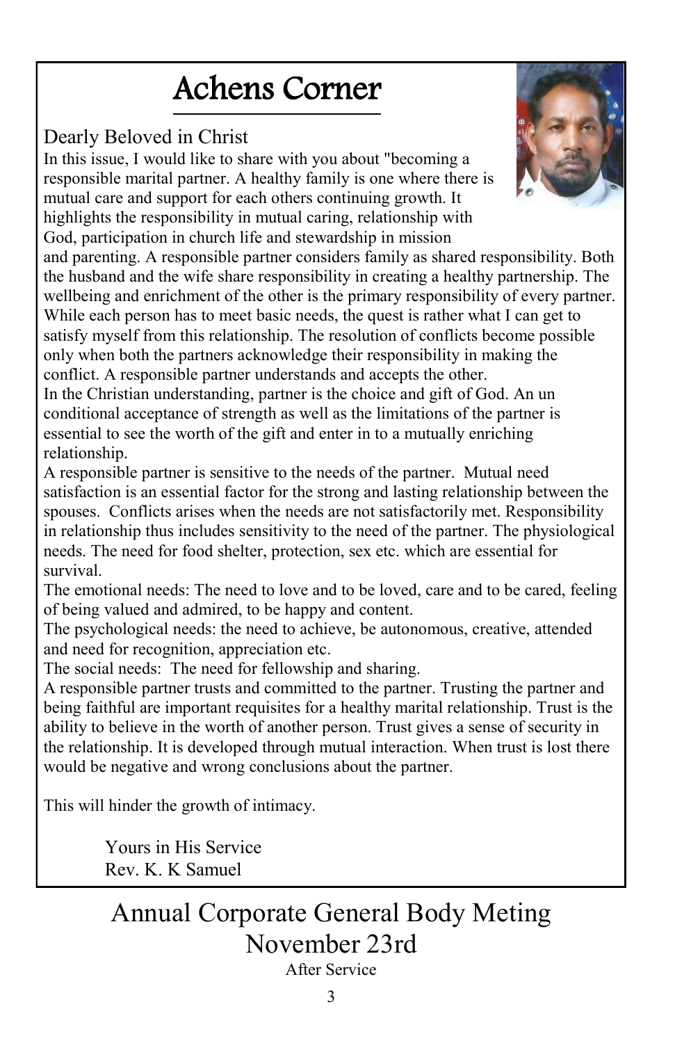# Achens Corner

Dearly Beloved in Christ

In this issue, I would like to share with you about "becoming a responsible marital partner. A healthy family is one where there is mutual care and support for each others continuing growth. It highlights the responsibility in mutual caring, relationship with God, participation in church life and stewardship in mission and parenting. A responsible partner considers family as shared responsibility. Both the husband and the wife share responsibility in creating a healthy partnership. The wellbeing and enrichment of the other is the primary responsibility of every partner. While each person has to meet basic needs, the quest is rather what I can get to satisfy myself from this relationship. The resolution of conflicts become possible only when both the partners acknowledge their responsibility in making the conflict. A responsible partner understands and accepts the other.

In the Christian understanding, partner is the choice and gift of God. An un conditional acceptance of strength as well as the limitations of the partner is essential to see the worth of the gift and enter in to a mutually enriching relationship.

A responsible partner is sensitive to the needs of the partner. Mutual need satisfaction is an essential factor for the strong and lasting relationship between the spouses. Conflicts arises when the needs are not satisfactorily met. Responsibility in relationship thus includes sensitivity to the need of the partner. The physiological needs. The need for food shelter, protection, sex etc. which are essential for survival.

The emotional needs: The need to love and to be loved, care and to be cared, feeling of being valued and admired, to be happy and content.

The psychological needs: the need to achieve, be autonomous, creative, attended and need for recognition, appreciation etc.

The social needs: The need for fellowship and sharing.

A responsible partner trusts and committed to the partner. Trusting the partner and being faithful are important requisites for a healthy marital relationship. Trust is the ability to believe in the worth of another person. Trust gives a sense of security in the relationship. It is developed through mutual interaction. When trust is lost there would be negative and wrong conclusions about the partner.

This will hinder the growth of intimacy.

Yours in His Service
Rev. K. K Samuel

## Annual Corporate General Body Meting
## November 23rd

After Service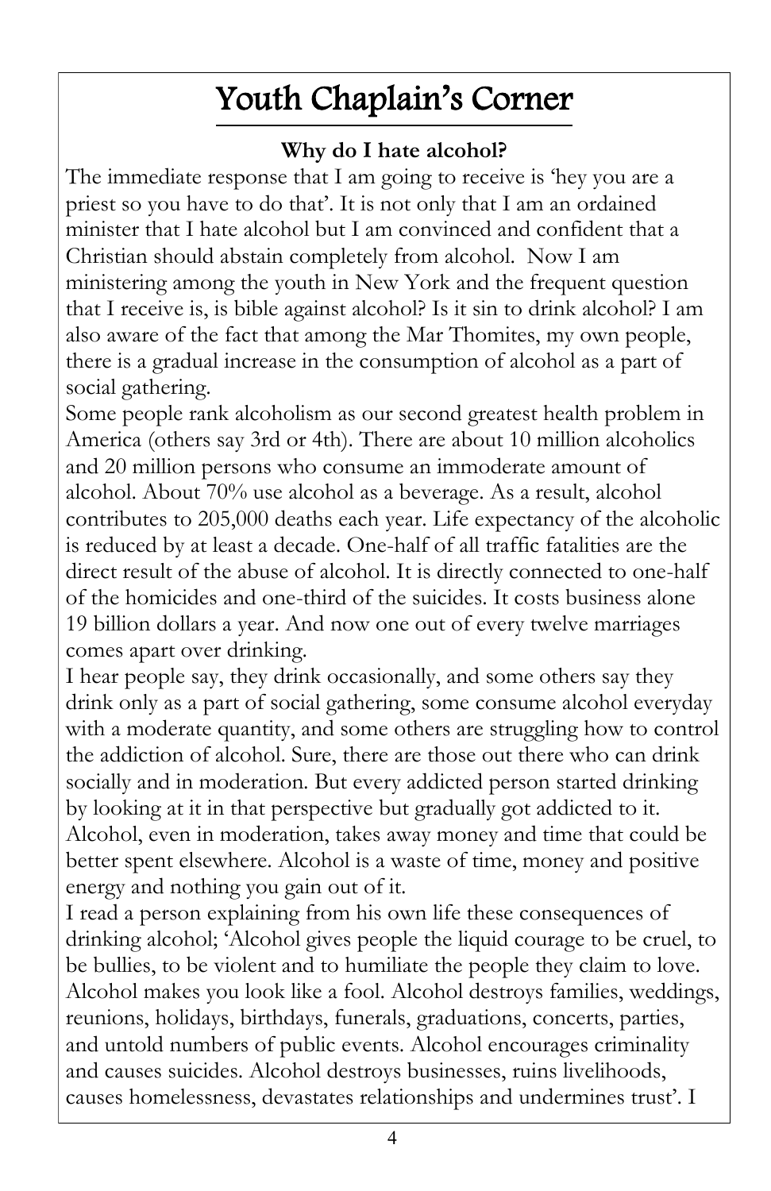# Youth Chaplain's Corner

**Why do I hate alcohol?**

The immediate response that I am going to receive is 'hey you are a priest so you have to do that'. It is not only that I am an ordained minister that I hate alcohol but I am convinced and confident that a Christian should abstain completely from alcohol. Now I am ministering among the youth in New York and the frequent question that I receive is, is bible against alcohol? Is it sin to drink alcohol? I am also aware of the fact that among the Mar Thomites, my own people, there is a gradual increase in the consumption of alcohol as a part of social gathering.

Some people rank alcoholism as our second greatest health problem in America (others say 3rd or 4th). There are about 10 million alcoholics and 20 million persons who consume an immoderate amount of alcohol. About 70% use alcohol as a beverage. As a result, alcohol contributes to 205,000 deaths each year. Life expectancy of the alcoholic is reduced by at least a decade. One-half of all traffic fatalities are the direct result of the abuse of alcohol. It is directly connected to one-half of the homicides and one-third of the suicides. It costs business alone 19 billion dollars a year. And now one out of every twelve marriages comes apart over drinking.

I hear people say, they drink occasionally, and some others say they drink only as a part of social gathering, some consume alcohol everyday with a moderate quantity, and some others are struggling how to control the addiction of alcohol. Sure, there are those out there who can drink socially and in moderation. But every addicted person started drinking by looking at it in that perspective but gradually got addicted to it. Alcohol, even in moderation, takes away money and time that could be better spent elsewhere. Alcohol is a waste of time, money and positive energy and nothing you gain out of it.

I read a person explaining from his own life these consequences of drinking alcohol; 'Alcohol gives people the liquid courage to be cruel, to be bullies, to be violent and to humiliate the people they claim to love. Alcohol makes you look like a fool. Alcohol destroys families, weddings, reunions, holidays, birthdays, funerals, graduations, concerts, parties, and untold numbers of public events. Alcohol encourages criminality and causes suicides. Alcohol destroys businesses, ruins livelihoods, causes homelessness, devastates relationships and undermines trust'. I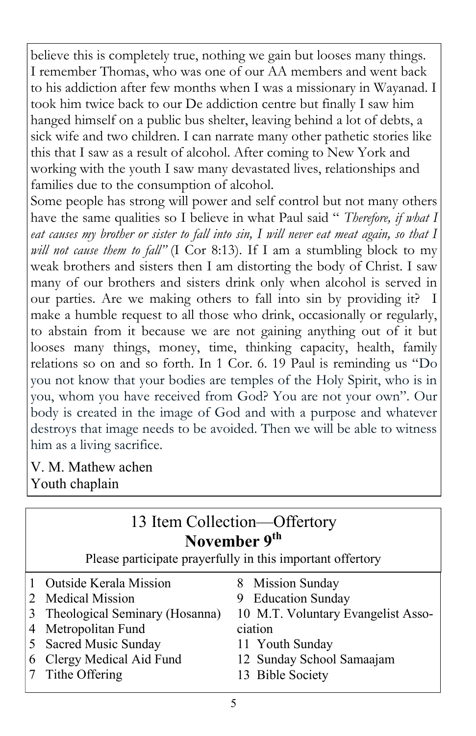believe this is completely true, nothing we gain but looses many things. I remember Thomas, who was one of our AA members and went back to his addiction after few months when I was a missionary in Wayanad. I took him twice back to our De addiction centre but finally I saw him hanged himself on a public bus shelter, leaving behind a lot of debts, a sick wife and two children. I can narrate many other pathetic stories like this that I saw as a result of alcohol. After coming to New York and working with the youth I saw many devastated lives, relationships and families due to the consumption of alcohol.

Some people has strong will power and self control but not many others have the same qualities so I believe in what Paul said " *Therefore, if what I eat causes my brother or sister to fall into sin, I will never eat meat again, so that I will not cause them to fall"* (I Cor 8:13). If I am a stumbling block to my weak brothers and sisters then I am distorting the body of Christ. I saw many of our brothers and sisters drink only when alcohol is served in our parties. Are we making others to fall into sin by providing it? I make a humble request to all those who drink, occasionally or regularly, to abstain from it because we are not gaining anything out of it but looses many things, money, time, thinking capacity, health, family relations so on and so forth. In 1 Cor. 6. 19 Paul is reminding us "Do you not know that your bodies are temples of the Holy Spirit, who is in you, whom you have received from God? You are not your own". Our body is created in the image of God and with a purpose and whatever destroys that image needs to be avoided. Then we will be able to witness him as a living sacrifice.

V. M. Mathew achen
Youth chaplain

## 13 Item Collection—Offertory
### November 9th

Please participate prayerfully in this important offertory

1. Outside Kerala Mission
2. Medical Mission
3. Theological Seminary (Hosanna)
4. Metropolitan Fund
5. Sacred Music Sunday
6. Clergy Medical Aid Fund
7. Tithe Offering
8. Mission Sunday
9. Education Sunday
10. M.T. Voluntary Evangelist Association
11. Youth Sunday
12. Sunday School Samaajam
13. Bible Society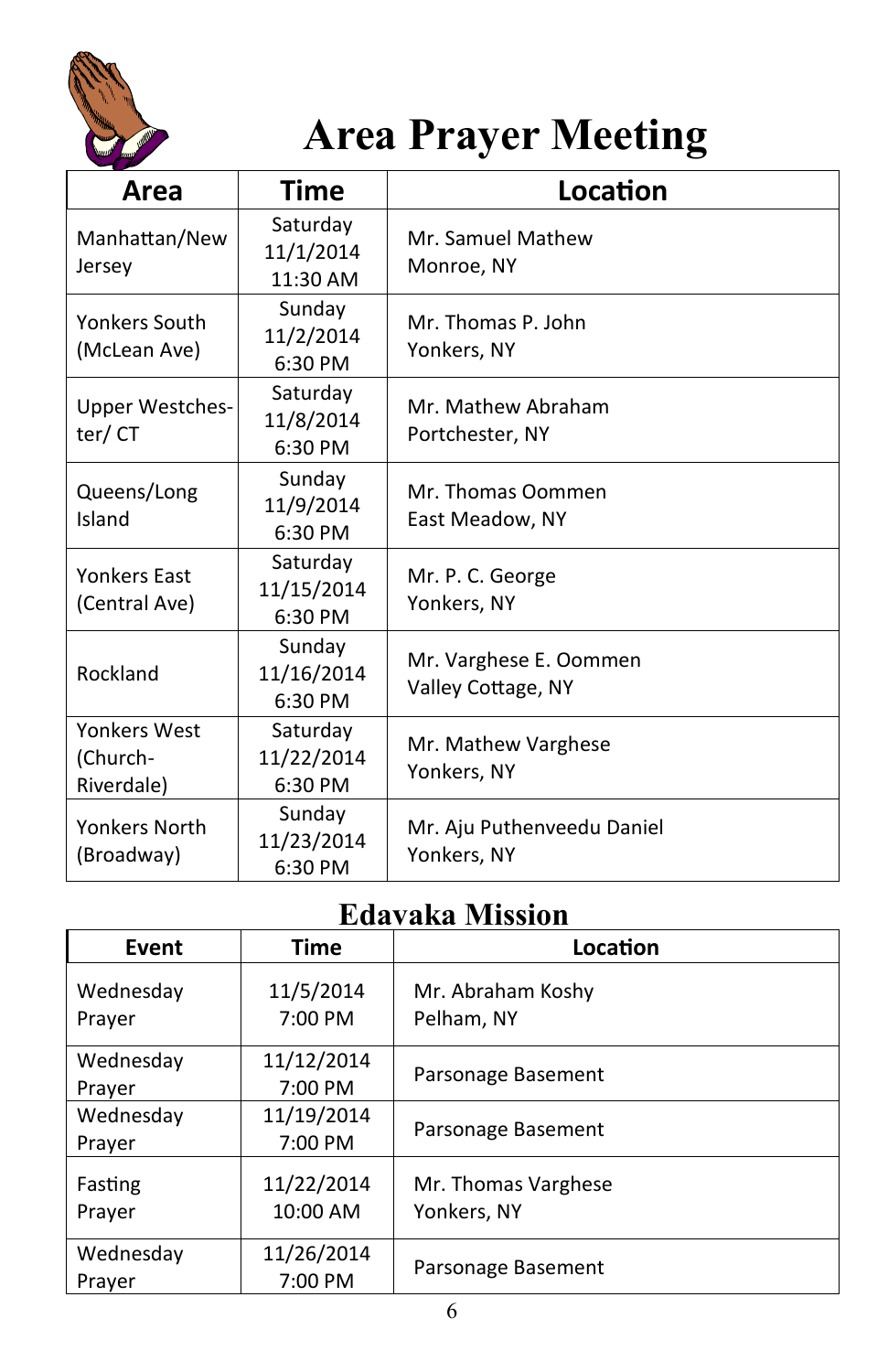# Area Prayer Meeting

| Area | Time | Location |
|---|---|---|
| Manhattan/New Jersey | Saturday 11/1/2014 11:30 AM | Mr. Samuel Mathew Monroe, NY |
| Yonkers South (McLean Ave) | Sunday 11/2/2014 6:30 PM | Mr. Thomas P. John Yonkers, NY |
| Upper Westchester/ CT | Saturday 11/8/2014 6:30 PM | Mr. Mathew Abraham Portchester, NY |
| Queens/Long Island | Sunday 11/9/2014 6:30 PM | Mr. Thomas Oommen East Meadow, NY |
| Yonkers East (Central Ave) | Saturday 11/15/2014 6:30 PM | Mr. P. C. George Yonkers, NY |
| Rockland | Sunday 11/16/2014 6:30 PM | Mr. Varghese E. Oommen Valley Cottage, NY |
| Yonkers West (Church-Riverdale) | Saturday 11/22/2014 6:30 PM | Mr. Mathew Varghese Yonkers, NY |
| Yonkers North (Broadway) | Sunday 11/23/2014 6:30 PM | Mr. Aju Puthenveedu Daniel Yonkers, NY |

## Edavaka Mission

| Event | Time | Location |
|---|---|---|
| Wednesday Prayer | 11/5/2014 7:00 PM | Mr. Abraham Koshy Pelham, NY |
| Wednesday Prayer | 11/12/2014 7:00 PM | Parsonage Basement |
| Wednesday Prayer | 11/19/2014 7:00 PM | Parsonage Basement |
| Fasting Prayer | 11/22/2014 10:00 AM | Mr. Thomas Varghese Yonkers, NY |
| Wednesday Prayer | 11/26/2014 7:00 PM | Parsonage Basement |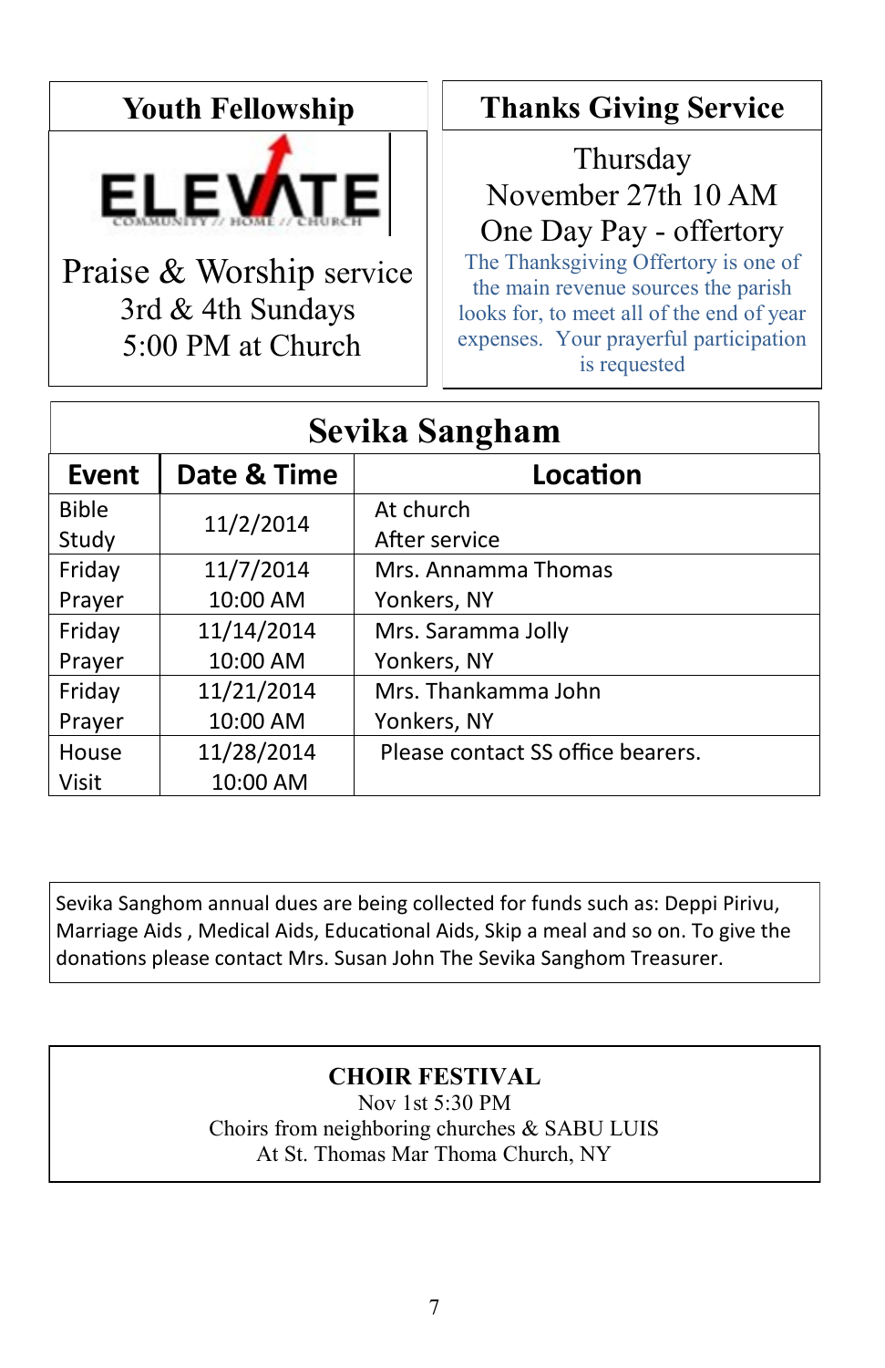## Youth Fellowship

ELEVATE
COMMUNITY // HOME // CHURCH

Praise & Worship service
3rd & 4th Sundays
5:00 PM at Church

## Thanks Giving Service

Thursday
November 27th 10 AM
One Day Pay - offertory

The Thanksgiving Offertory is one of the main revenue sources the parish looks for, to meet all of the end of year expenses. Your prayerful participation is requested

## Sevika Sangham

| Event | Date & Time | Location |
|---|---|---|
| Bible Study | 11/2/2014 | At church After service |
| Friday Prayer | 11/7/2014 10:00 AM | Mrs. Annamma Thomas Yonkers, NY |
| Friday Prayer | 11/14/2014 10:00 AM | Mrs. Saramma Jolly Yonkers, NY |
| Friday Prayer | 11/21/2014 10:00 AM | Mrs. Thankamma John Yonkers, NY |
| House Visit | 11/28/2014 10:00 AM | Please contact SS office bearers. |

Sevika Sanghom annual dues are being collected for funds such as: Deppi Pirivu, Marriage Aids , Medical Aids, Educational Aids, Skip a meal and so on. To give the donations please contact Mrs. Susan John The Sevika Sanghom Treasurer.

**CHOIR FESTIVAL**
Nov 1st 5:30 PM
Choirs from neighboring churches & SABU LUIS
At St. Thomas Mar Thoma Church, NY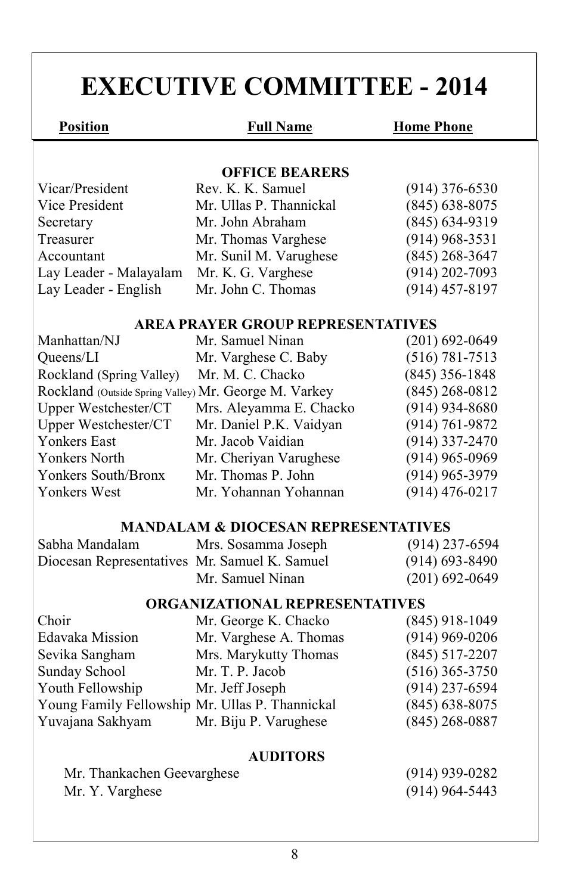# EXECUTIVE COMMITTEE - 2014

| Position | Full Name | Home Phone |
|---|---|---|
| **OFFICE BEARERS** | | |
| Vicar/President | Rev. K. K. Samuel | (914) 376-6530 |
| Vice President | Mr. Ullas P. Thannickal | (845) 638-8075 |
| Secretary | Mr. John Abraham | (845) 634-9319 |
| Treasurer | Mr. Thomas Varghese | (914) 968-3531 |
| Accountant | Mr. Sunil M. Varughese | (845) 268-3647 |
| Lay Leader - Malayalam | Mr. K. G. Varghese | (914) 202-7093 |
| Lay Leader - English | Mr. John C. Thomas | (914) 457-8197 |
| **AREA PRAYER GROUP REPRESENTATIVES** | | |
| Manhattan/NJ | Mr. Samuel Ninan | (201) 692-0649 |
| Queens/LI | Mr. Varghese C. Baby | (516) 781-7513 |
| Rockland (Spring Valley) | Mr. M. C. Chacko | (845) 356-1848 |
| Rockland (Outside Spring Valley) | Mr. George M. Varkey | (845) 268-0812 |
| Upper Westchester/CT | Mrs. Aleyamma E. Chacko | (914) 934-8680 |
| Upper Westchester/CT | Mr. Daniel P.K. Vaidyan | (914) 761-9872 |
| Yonkers East | Mr. Jacob Vaidian | (914) 337-2470 |
| Yonkers North | Mr. Cheriyan Varughese | (914) 965-0969 |
| Yonkers South/Bronx | Mr. Thomas P. John | (914) 965-3979 |
| Yonkers West | Mr. Yohannan Yohannan | (914) 476-0217 |
| **MANDALAM & DIOCESAN REPRESENTATIVES** | | |
| Sabha Mandalam | Mrs. Sosamma Joseph | (914) 237-6594 |
| Diocesan Representatives | Mr. Samuel K. Samuel | (914) 693-8490 |
| | Mr. Samuel Ninan | (201) 692-0649 |
| **ORGANIZATIONAL REPRESENTATIVES** | | |
| Choir | Mr. George K. Chacko | (845) 918-1049 |
| Edavaka Mission | Mr. Varghese A. Thomas | (914) 969-0206 |
| Sevika Sangham | Mrs. Marykutty Thomas | (845) 517-2207 |
| Sunday School | Mr. T. P. Jacob | (516) 365-3750 |
| Youth Fellowship | Mr. Jeff Joseph | (914) 237-6594 |
| Young Family Fellowship | Mr. Ullas P. Thannickal | (845) 638-8075 |
| Yuvajana Sakhyam | Mr. Biju P. Varughese | (845) 268-0887 |
| **AUDITORS** | | |
| | Mr. Thankachen Geevarghese | (914) 939-0282 |
| | Mr. Y. Varghese | (914) 964-5443 |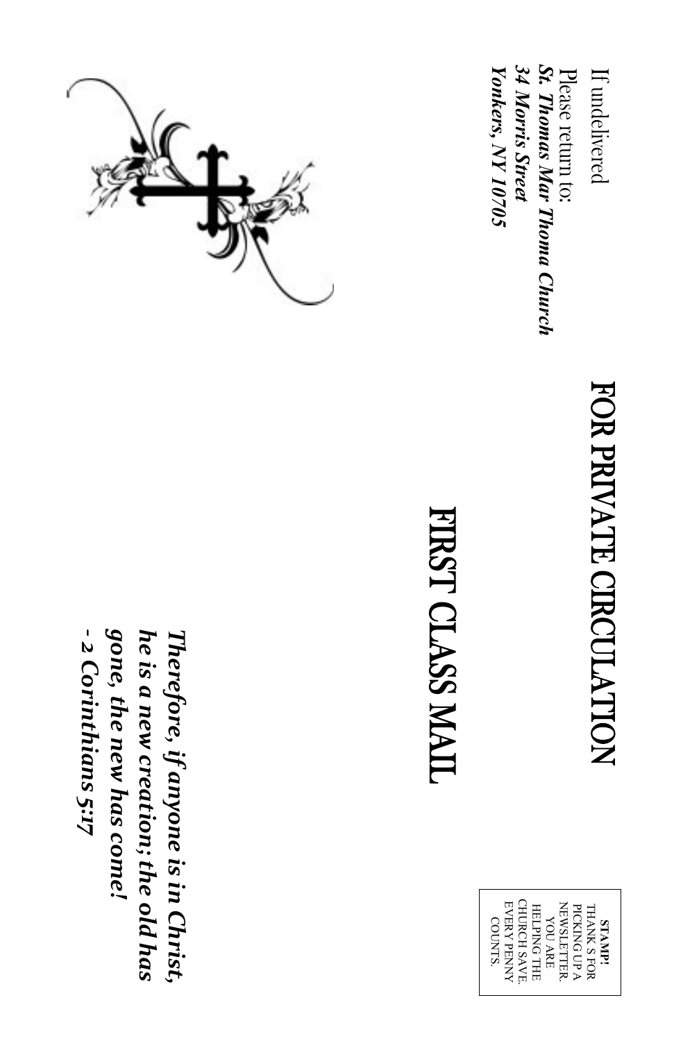If undelivered
Please return to:
***St. Thomas Mar Thoma Church***
***34 Morris Street***
***Yonkers, NY 10705***

**FOR PRIVATE CIRCULATION**

**FIRST CLASS MAIL**

**STAMP!**
THANK S FOR PICKING UP A NEWSLETTER. YOU ARE HELPING THE CHURCH SAVE. EVERY PENNY COUNTS.

***Therefore, if anyone is in Christ, he is a new creation; the old has gone, the new has come!***
***- 2 Corinthians 5:17***